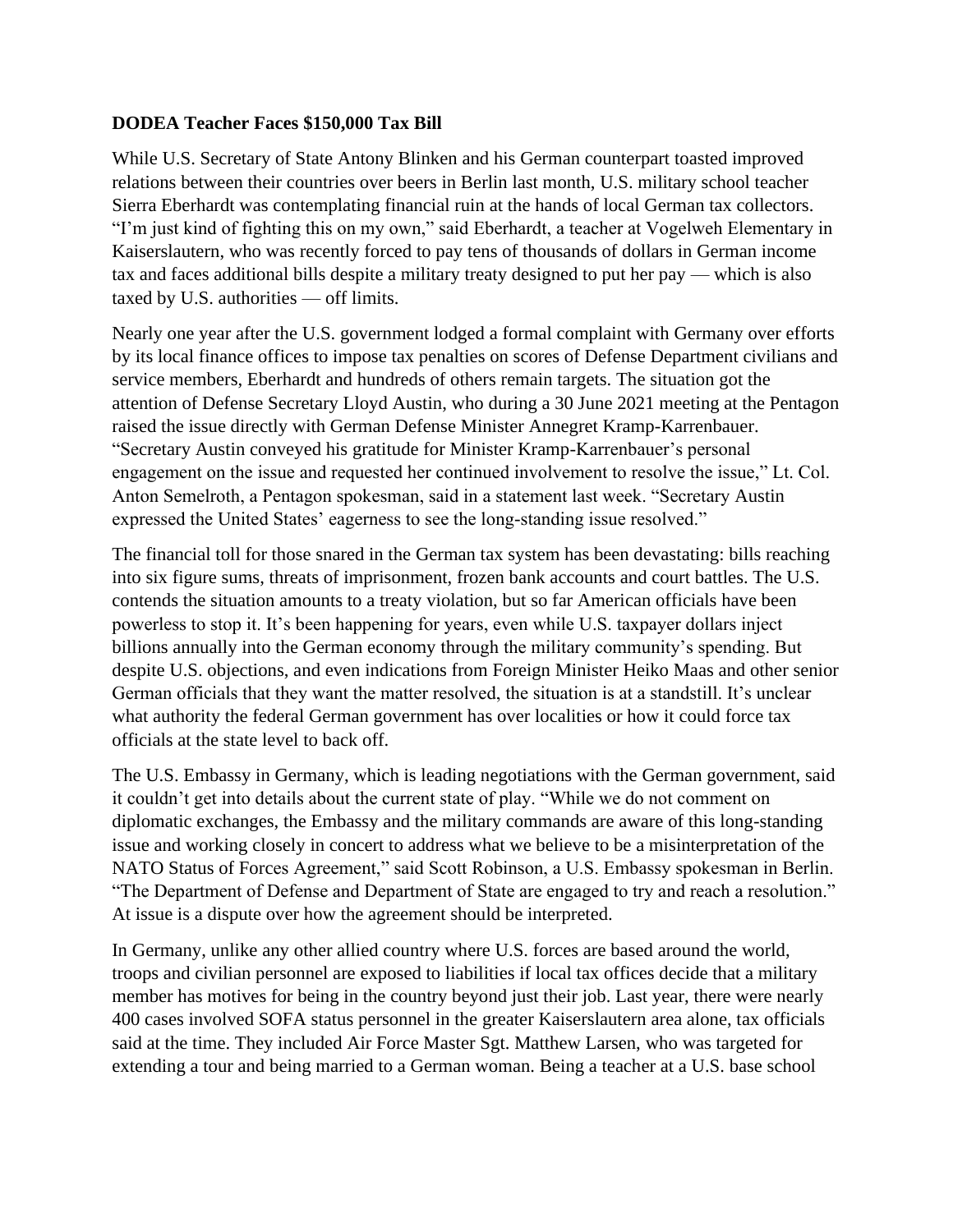**DODEA Teacher Faces $150,000 Tax Bill**

While U.S. Secretary of State Antony Blinken and his German counterpart toasted improved relations between their countries over beers in Berlin last month, U.S. military school teacher Sierra Eberhardt was contemplating financial ruin at the hands of local German tax collectors. "I'm just kind of fighting this on my own," said Eberhardt, a teacher at Vogelweh Elementary in Kaiserslautern, who was recently forced to pay tens of thousands of dollars in German income tax and faces additional bills despite a military treaty designed to put her pay — which is also taxed by U.S. authorities — off limits.

Nearly one year after the U.S. government lodged a formal complaint with Germany over efforts by its local finance offices to impose tax penalties on scores of Defense Department civilians and service members, Eberhardt and hundreds of others remain targets. The situation got the attention of Defense Secretary Lloyd Austin, who during a 30 June 2021 meeting at the Pentagon raised the issue directly with German Defense Minister Annegret Kramp-Karrenbauer. "Secretary Austin conveyed his gratitude for Minister Kramp-Karrenbauer's personal engagement on the issue and requested her continued involvement to resolve the issue," Lt. Col. Anton Semelroth, a Pentagon spokesman, said in a statement last week. "Secretary Austin expressed the United States' eagerness to see the long-standing issue resolved."

The financial toll for those snared in the German tax system has been devastating: bills reaching into six figure sums, threats of imprisonment, frozen bank accounts and court battles. The U.S. contends the situation amounts to a treaty violation, but so far American officials have been powerless to stop it. It's been happening for years, even while U.S. taxpayer dollars inject billions annually into the German economy through the military community's spending. But despite U.S. objections, and even indications from Foreign Minister Heiko Maas and other senior German officials that they want the matter resolved, the situation is at a standstill. It's unclear what authority the federal German government has over localities or how it could force tax officials at the state level to back off.

The U.S. Embassy in Germany, which is leading negotiations with the German government, said it couldn't get into details about the current state of play. "While we do not comment on diplomatic exchanges, the Embassy and the military commands are aware of this long-standing issue and working closely in concert to address what we believe to be a misinterpretation of the NATO Status of Forces Agreement," said Scott Robinson, a U.S. Embassy spokesman in Berlin. "The Department of Defense and Department of State are engaged to try and reach a resolution." At issue is a dispute over how the agreement should be interpreted.

In Germany, unlike any other allied country where U.S. forces are based around the world, troops and civilian personnel are exposed to liabilities if local tax offices decide that a military member has motives for being in the country beyond just their job. Last year, there were nearly 400 cases involved SOFA status personnel in the greater Kaiserslautern area alone, tax officials said at the time. They included Air Force Master Sgt. Matthew Larsen, who was targeted for extending a tour and being married to a German woman. Being a teacher at a U.S. base school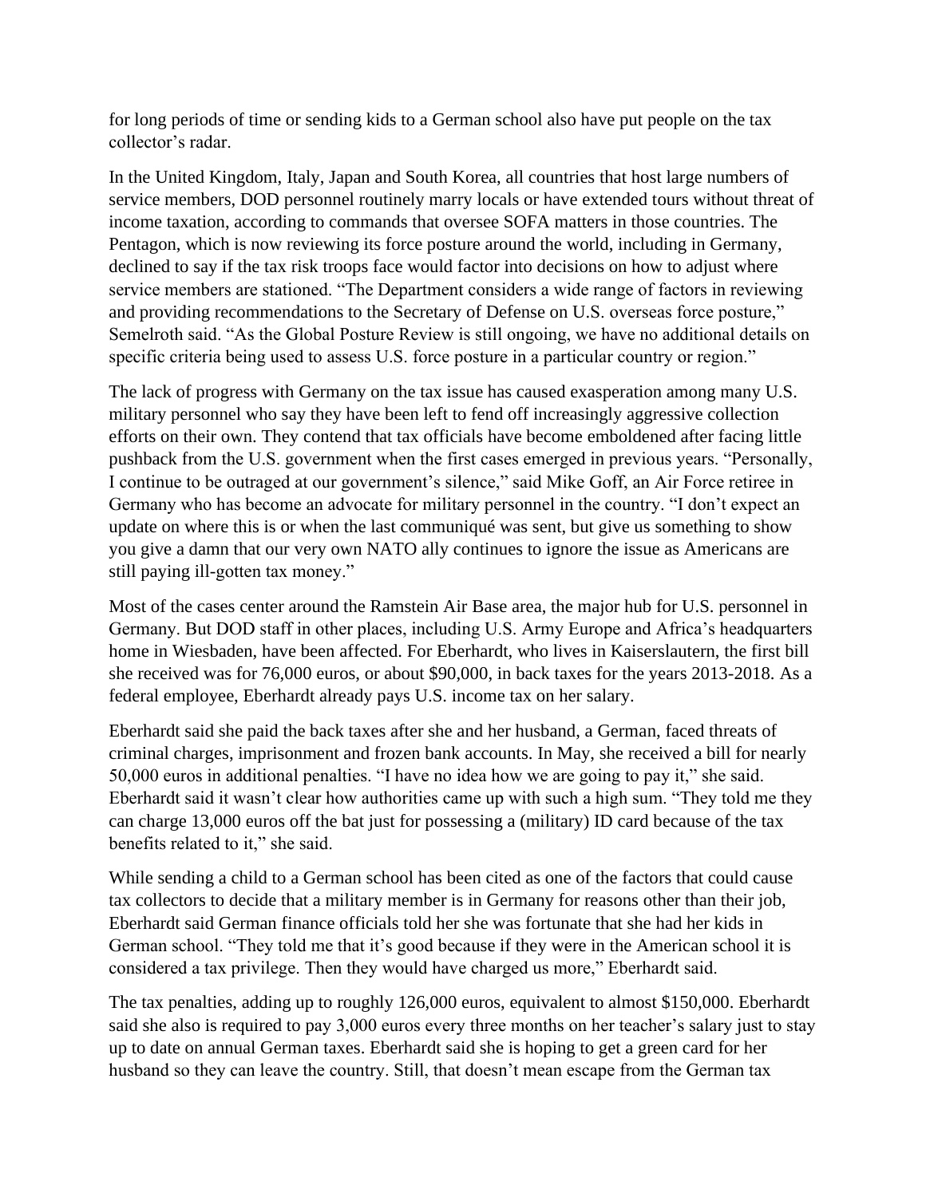for long periods of time or sending kids to a German school also have put people on the tax collector's radar.

In the United Kingdom, Italy, Japan and South Korea, all countries that host large numbers of service members, DOD personnel routinely marry locals or have extended tours without threat of income taxation, according to commands that oversee SOFA matters in those countries. The Pentagon, which is now reviewing its force posture around the world, including in Germany, declined to say if the tax risk troops face would factor into decisions on how to adjust where service members are stationed. "The Department considers a wide range of factors in reviewing and providing recommendations to the Secretary of Defense on U.S. overseas force posture," Semelroth said. "As the Global Posture Review is still ongoing, we have no additional details on specific criteria being used to assess U.S. force posture in a particular country or region."

The lack of progress with Germany on the tax issue has caused exasperation among many U.S. military personnel who say they have been left to fend off increasingly aggressive collection efforts on their own. They contend that tax officials have become emboldened after facing little pushback from the U.S. government when the first cases emerged in previous years. "Personally, I continue to be outraged at our government's silence," said Mike Goff, an Air Force retiree in Germany who has become an advocate for military personnel in the country. "I don't expect an update on where this is or when the last communiqué was sent, but give us something to show you give a damn that our very own NATO ally continues to ignore the issue as Americans are still paying ill-gotten tax money."

Most of the cases center around the Ramstein Air Base area, the major hub for U.S. personnel in Germany. But DOD staff in other places, including U.S. Army Europe and Africa's headquarters home in Wiesbaden, have been affected. For Eberhardt, who lives in Kaiserslautern, the first bill she received was for 76,000 euros, or about $90,000, in back taxes for the years 2013-2018. As a federal employee, Eberhardt already pays U.S. income tax on her salary.

Eberhardt said she paid the back taxes after she and her husband, a German, faced threats of criminal charges, imprisonment and frozen bank accounts. In May, she received a bill for nearly 50,000 euros in additional penalties. "I have no idea how we are going to pay it," she said. Eberhardt said it wasn't clear how authorities came up with such a high sum. "They told me they can charge 13,000 euros off the bat just for possessing a (military) ID card because of the tax benefits related to it," she said.

While sending a child to a German school has been cited as one of the factors that could cause tax collectors to decide that a military member is in Germany for reasons other than their job, Eberhardt said German finance officials told her she was fortunate that she had her kids in German school. "They told me that it's good because if they were in the American school it is considered a tax privilege. Then they would have charged us more," Eberhardt said.

The tax penalties, adding up to roughly 126,000 euros, equivalent to almost $150,000. Eberhardt said she also is required to pay 3,000 euros every three months on her teacher's salary just to stay up to date on annual German taxes. Eberhardt said she is hoping to get a green card for her husband so they can leave the country. Still, that doesn't mean escape from the German tax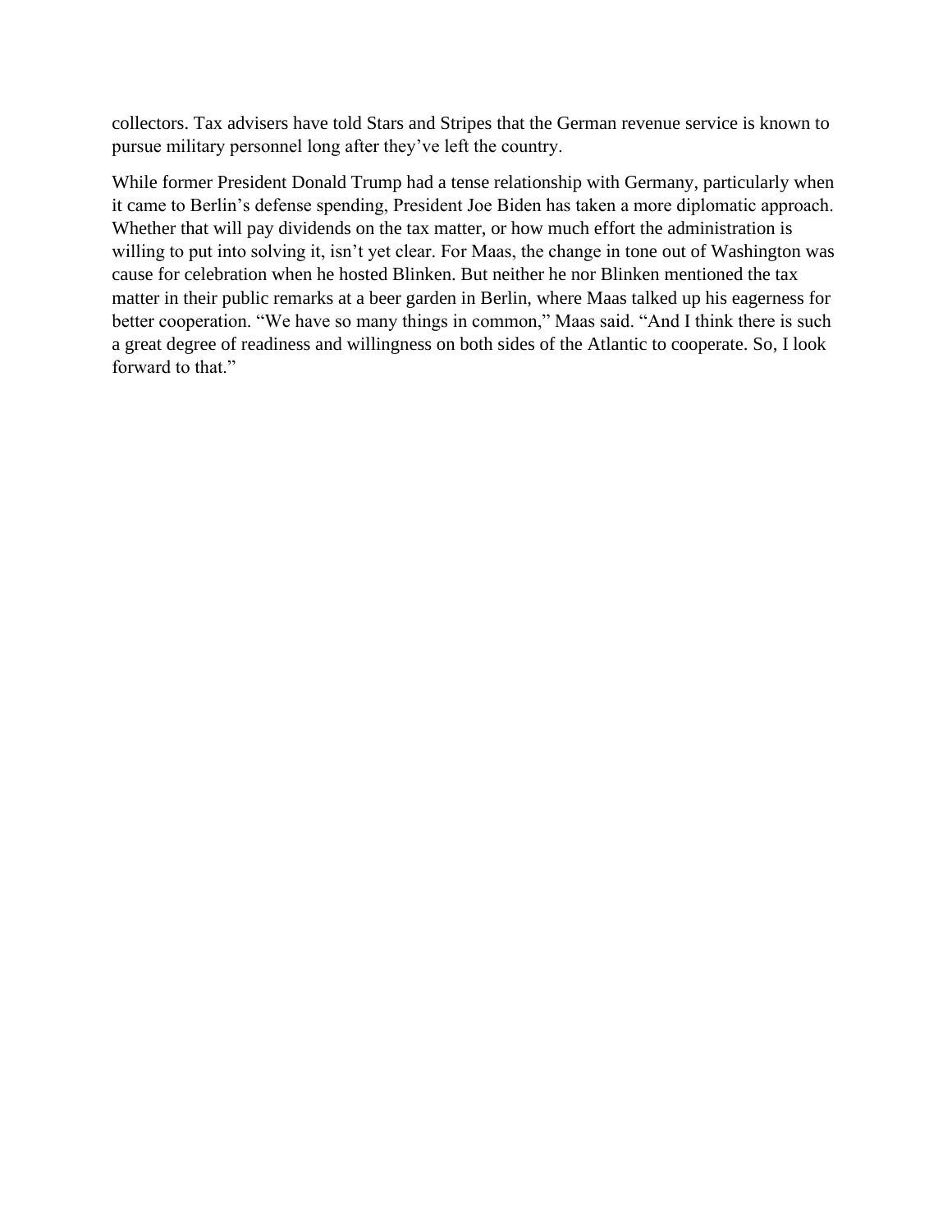collectors. Tax advisers have told Stars and Stripes that the German revenue service is known to pursue military personnel long after they've left the country.

While former President Donald Trump had a tense relationship with Germany, particularly when it came to Berlin's defense spending, President Joe Biden has taken a more diplomatic approach. Whether that will pay dividends on the tax matter, or how much effort the administration is willing to put into solving it, isn't yet clear. For Maas, the change in tone out of Washington was cause for celebration when he hosted Blinken. But neither he nor Blinken mentioned the tax matter in their public remarks at a beer garden in Berlin, where Maas talked up his eagerness for better cooperation. "We have so many things in common," Maas said. "And I think there is such a great degree of readiness and willingness on both sides of the Atlantic to cooperate. So, I look forward to that."